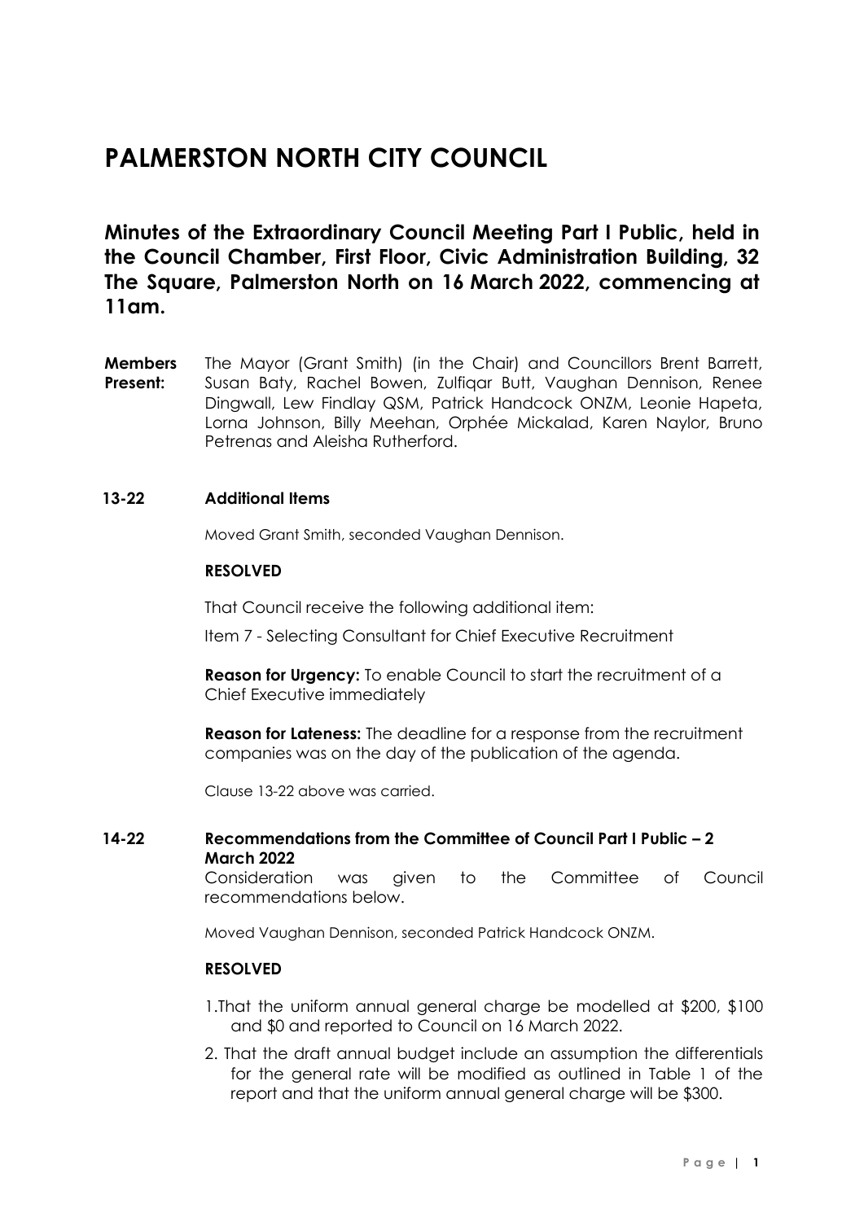# PALMERSTON NORTH CITY COUNCIL

## Minutes of the Extraordinary Council Meeting Part I Public, held in the Council Chamber, First Floor, Civic Administration Building, 32 The Square, Palmerston North on 16 March 2022, commencing at 11am.

**Members Present:** The Mayor (Grant Smith) (in the Chair) and Councillors Brent Barrett, Susan Baty, Rachel Bowen, Zulfiqar Butt, Vaughan Dennison, Renee Dingwall, Lew Findlay QSM, Patrick Handcock ONZM, Leonie Hapeta, Lorna Johnson, Billy Meehan, Orphée Mickalad, Karen Naylor, Bruno Petrenas and Aleisha Rutherford.

### 13-22 Additional Items

Moved Grant Smith, seconded Vaughan Dennison.

**RESOLVED**

That Council receive the following additional item:

Item 7 - Selecting Consultant for Chief Executive Recruitment

**Reason for Urgency:** To enable Council to start the recruitment of a Chief Executive immediately

**Reason for Lateness:** The deadline for a response from the recruitment companies was on the day of the publication of the agenda.

Clause 13-22 above was carried.

### 14-22 Recommendations from the Committee of Council Part I Public – 2 March 2022

Consideration was given to the Committee of Council recommendations below.

Moved Vaughan Dennison, seconded Patrick Handcock ONZM.

**RESOLVED**

1. That the uniform annual general charge be modelled at $200, $100 and $0 and reported to Council on 16 March 2022.
2. That the draft annual budget include an assumption the differentials for the general rate will be modified as outlined in Table 1 of the report and that the uniform annual general charge will be $300.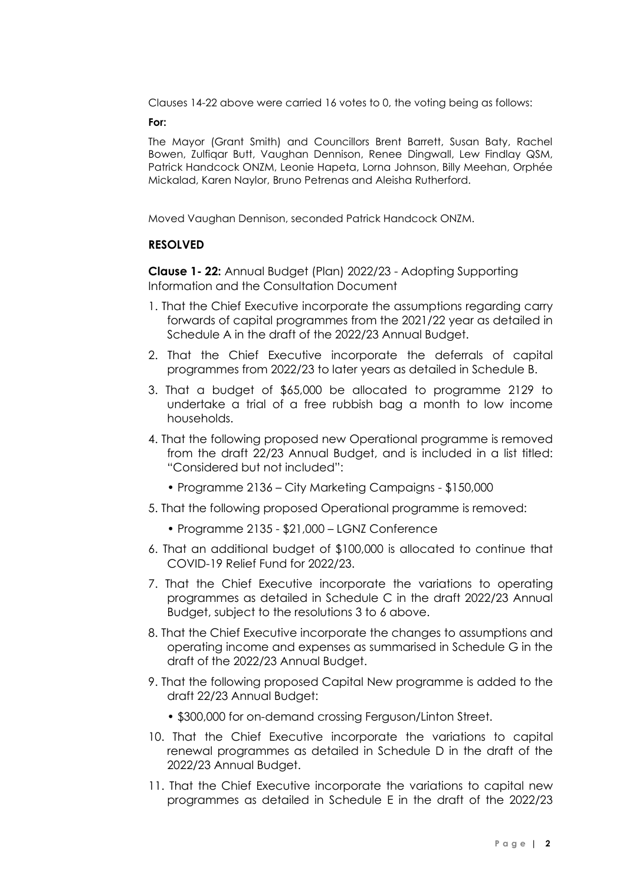Clauses 14-22 above were carried 16 votes to 0, the voting being as follows:

**For:**

The Mayor (Grant Smith) and Councillors Brent Barrett, Susan Baty, Rachel Bowen, Zulfiqar Butt, Vaughan Dennison, Renee Dingwall, Lew Findlay QSM, Patrick Handcock ONZM, Leonie Hapeta, Lorna Johnson, Billy Meehan, Orphée Mickalad, Karen Naylor, Bruno Petrenas and Aleisha Rutherford.

Moved Vaughan Dennison, seconded Patrick Handcock ONZM.

**RESOLVED**

**Clause 1- 22:** Annual Budget (Plan) 2022/23 - Adopting Supporting Information and the Consultation Document

1. That the Chief Executive incorporate the assumptions regarding carry forwards of capital programmes from the 2021/22 year as detailed in Schedule A in the draft of the 2022/23 Annual Budget.
2. That the Chief Executive incorporate the deferrals of capital programmes from 2022/23 to later years as detailed in Schedule B.
3. That a budget of $65,000 be allocated to programme 2129 to undertake a trial of a free rubbish bag a month to low income households.
4. That the following proposed new Operational programme is removed from the draft 22/23 Annual Budget, and is included in a list titled: "Considered but not included":
   - Programme 2136 – City Marketing Campaigns - $150,000
5. That the following proposed Operational programme is removed:
   - Programme 2135 - $21,000 – LGNZ Conference
6. That an additional budget of $100,000 is allocated to continue that COVID-19 Relief Fund for 2022/23.
7. That the Chief Executive incorporate the variations to operating programmes as detailed in Schedule C in the draft 2022/23 Annual Budget, subject to the resolutions 3 to 6 above.
8. That the Chief Executive incorporate the changes to assumptions and operating income and expenses as summarised in Schedule G in the draft of the 2022/23 Annual Budget.
9. That the following proposed Capital New programme is added to the draft 22/23 Annual Budget:
   - $300,000 for on-demand crossing Ferguson/Linton Street.
10. That the Chief Executive incorporate the variations to capital renewal programmes as detailed in Schedule D in the draft of the 2022/23 Annual Budget.
11. That the Chief Executive incorporate the variations to capital new programmes as detailed in Schedule E in the draft of the 2022/23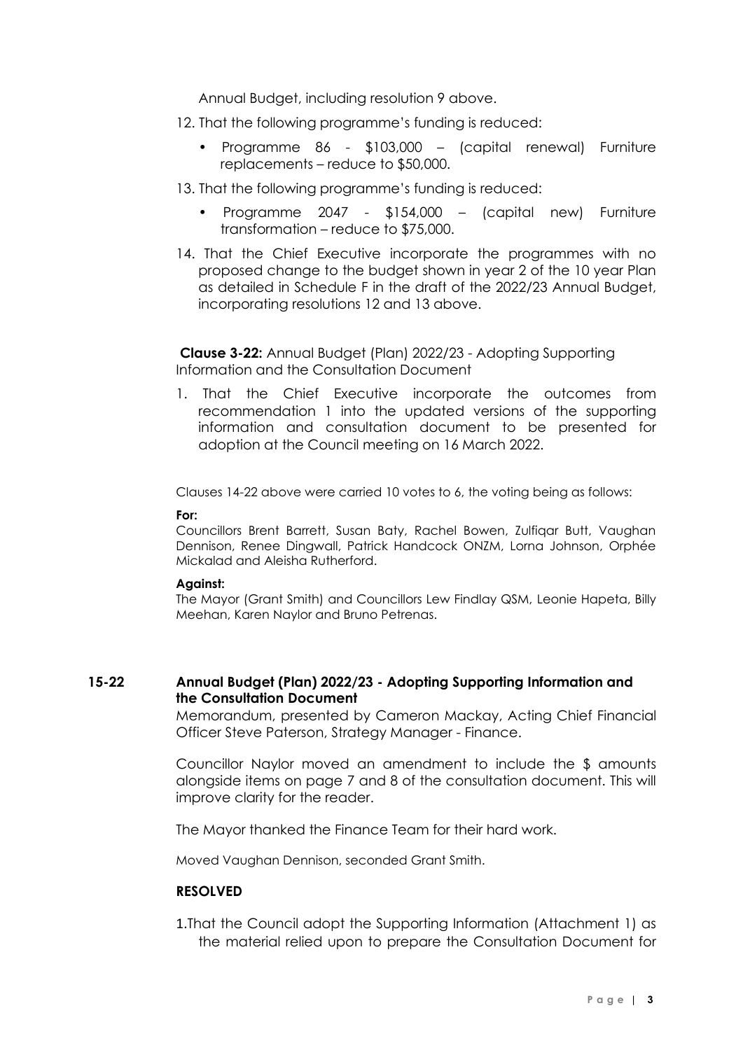Annual Budget, including resolution 9 above.

12. That the following programme's funding is reduced:
    - Programme 86 - $103,000 – (capital renewal) Furniture replacements – reduce to $50,000.

13. That the following programme's funding is reduced:
    - Programme 2047 - $154,000 – (capital new) Furniture transformation – reduce to $75,000.

14. That the Chief Executive incorporate the programmes with no proposed change to the budget shown in year 2 of the 10 year Plan as detailed in Schedule F in the draft of the 2022/23 Annual Budget, incorporating resolutions 12 and 13 above.

**Clause 3-22:** Annual Budget (Plan) 2022/23 - Adopting Supporting Information and the Consultation Document

1. That the Chief Executive incorporate the outcomes from recommendation 1 into the updated versions of the supporting information and consultation document to be presented for adoption at the Council meeting on 16 March 2022.

Clauses 14-22 above were carried 10 votes to 6, the voting being as follows:

**For:**
Councillors Brent Barrett, Susan Baty, Rachel Bowen, Zulfiqar Butt, Vaughan Dennison, Renee Dingwall, Patrick Handcock ONZM, Lorna Johnson, Orphée Mickalad and Aleisha Rutherford.

**Against:**
The Mayor (Grant Smith) and Councillors Lew Findlay QSM, Leonie Hapeta, Billy Meehan, Karen Naylor and Bruno Petrenas.

## 15-22 Annual Budget (Plan) 2022/23 - Adopting Supporting Information and the Consultation Document

Memorandum, presented by Cameron Mackay, Acting Chief Financial Officer Steve Paterson, Strategy Manager - Finance.

Councillor Naylor moved an amendment to include the $ amounts alongside items on page 7 and 8 of the consultation document. This will improve clarity for the reader.

The Mayor thanked the Finance Team for their hard work.

Moved Vaughan Dennison, seconded Grant Smith.

**RESOLVED**

1. That the Council adopt the Supporting Information (Attachment 1) as the material relied upon to prepare the Consultation Document for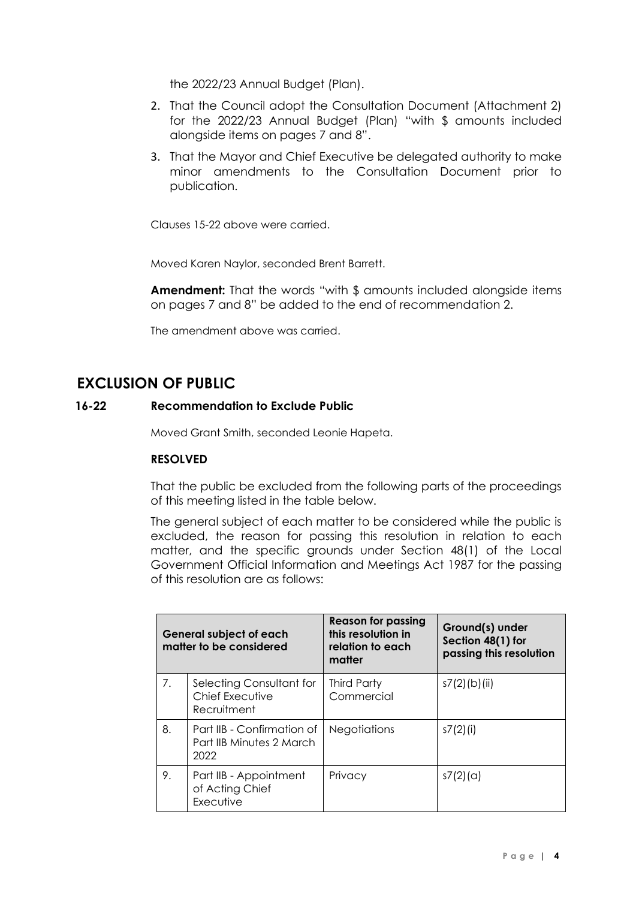the 2022/23 Annual Budget (Plan).

2. That the Council adopt the Consultation Document (Attachment 2) for the 2022/23 Annual Budget (Plan) "with $ amounts included alongside items on pages 7 and 8".
3. That the Mayor and Chief Executive be delegated authority to make minor amendments to the Consultation Document prior to publication.

Clauses 15-22 above were carried.

Moved Karen Naylor, seconded Brent Barrett.

**Amendment:** That the words "with $ amounts included alongside items on pages 7 and 8" be added to the end of recommendation 2.

The amendment above was carried.

## EXCLUSION OF PUBLIC

### 16-22 Recommendation to Exclude Public

Moved Grant Smith, seconded Leonie Hapeta.

**RESOLVED**

That the public be excluded from the following parts of the proceedings of this meeting listed in the table below.

The general subject of each matter to be considered while the public is excluded, the reason for passing this resolution in relation to each matter, and the specific grounds under Section 48(1) of the Local Government Official Information and Meetings Act 1987 for the passing of this resolution are as follows:

| General subject of each matter to be considered | | Reason for passing this resolution in relation to each matter | Ground(s) under Section 48(1) for passing this resolution |
|---|---|---|---|
| 7. | Selecting Consultant for Chief Executive Recruitment | Third Party Commercial | s7(2)(b)(ii) |
| 8. | Part IIB - Confirmation of Part IIB Minutes 2 March 2022 | Negotiations | s7(2)(i) |
| 9. | Part IIB - Appointment of Acting Chief Executive | Privacy | s7(2)(a) |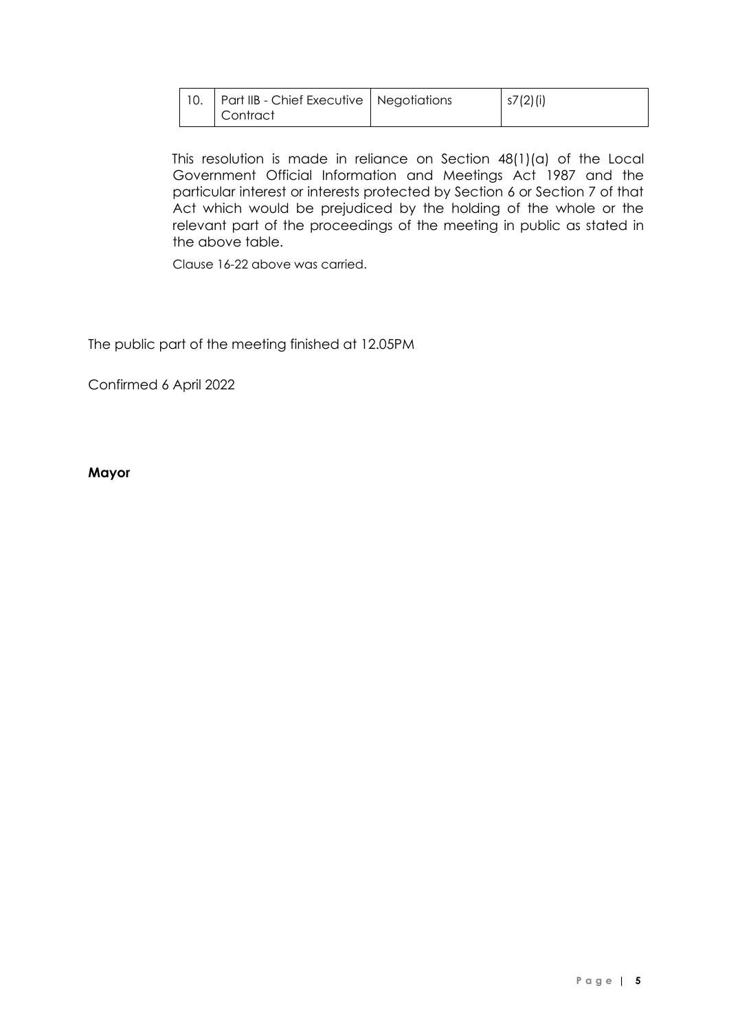| | | | |
|---|---|---|---|
| 10. | Part IIB - Chief Executive Contract | Negotiations | s7(2)(i) |

This resolution is made in reliance on Section 48(1)(a) of the Local Government Official Information and Meetings Act 1987 and the particular interest or interests protected by Section 6 or Section 7 of that Act which would be prejudiced by the holding of the whole or the relevant part of the proceedings of the meeting in public as stated in the above table.

Clause 16-22 above was carried.

The public part of the meeting finished at 12.05PM

Confirmed 6 April 2022

**Mayor**